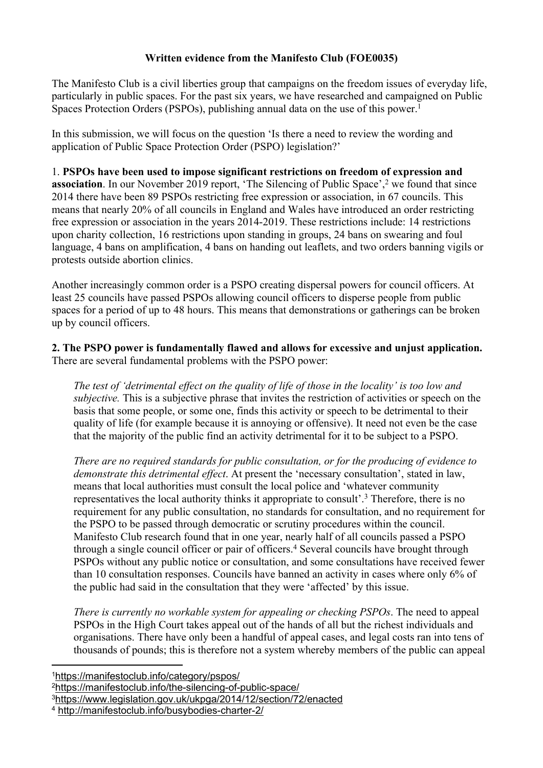# Written evidence from the Manifesto Club (FOE0035)

The Manifesto Club is a civil liberties group that campaigns on the freedom issues of everyday life, particularly in public spaces. For the past six years, we have researched and campaigned on Public Spaces Protection Orders (PSPOs), publishing annual data on the use of this power.[1]

In this submission, we will focus on the question 'Is there a need to review the wording and application of Public Space Protection Order (PSPO) legislation?'

1. **PSPOs have been used to impose significant restrictions on freedom of expression and association**. In our November 2019 report, 'The Silencing of Public Space',[2] we found that since 2014 there have been 89 PSPOs restricting free expression or association, in 67 councils. This means that nearly 20% of all councils in England and Wales have introduced an order restricting free expression or association in the years 2014-2019. These restrictions include: 14 restrictions upon charity collection, 16 restrictions upon standing in groups, 24 bans on swearing and foul language, 4 bans on amplification, 4 bans on handing out leaflets, and two orders banning vigils or protests outside abortion clinics.

Another increasingly common order is a PSPO creating dispersal powers for council officers. At least 25 councils have passed PSPOs allowing council officers to disperse people from public spaces for a period of up to 48 hours. This means that demonstrations or gatherings can be broken up by council officers.

**2. The PSPO power is fundamentally flawed and allows for excessive and unjust application.** There are several fundamental problems with the PSPO power:

*The test of 'detrimental effect on the quality of life of those in the locality' is too low and subjective.* This is a subjective phrase that invites the restriction of activities or speech on the basis that some people, or some one, finds this activity or speech to be detrimental to their quality of life (for example because it is annoying or offensive). It need not even be the case that the majority of the public find an activity detrimental for it to be subject to a PSPO.

*There are no required standards for public consultation, or for the producing of evidence to demonstrate this detrimental effect*. At present the 'necessary consultation', stated in law, means that local authorities must consult the local police and 'whatever community representatives the local authority thinks it appropriate to consult'.[3] Therefore, there is no requirement for any public consultation, no standards for consultation, and no requirement for the PSPO to be passed through democratic or scrutiny procedures within the council. Manifesto Club research found that in one year, nearly half of all councils passed a PSPO through a single council officer or pair of officers.[4] Several councils have brought through PSPOs without any public notice or consultation, and some consultations have received fewer than 10 consultation responses. Councils have banned an activity in cases where only 6% of the public had said in the consultation that they were 'affected' by this issue.

*There is currently no workable system for appealing or checking PSPOs*. The need to appeal PSPOs in the High Court takes appeal out of the hands of all but the richest individuals and organisations. There have only been a handful of appeal cases, and legal costs ran into tens of thousands of pounds; this is therefore not a system whereby members of the public can appeal

---

[1] https://manifestoclub.info/category/pspos/

[2] https://manifestoclub.info/the-silencing-of-public-space/

[3] https://www.legislation.gov.uk/ukpga/2014/12/section/72/enacted

[4] http://manifestoclub.info/busybodies-charter-2/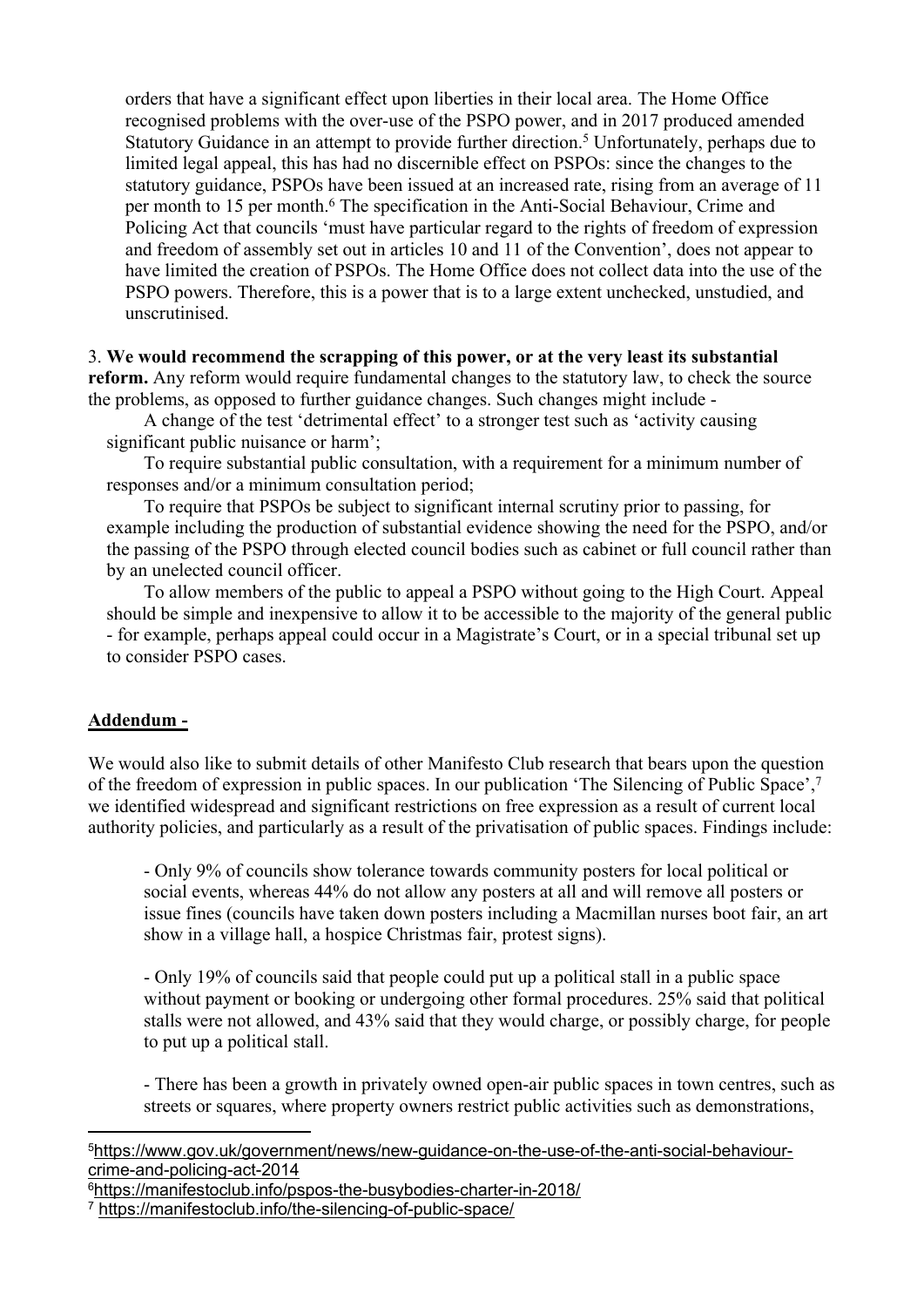orders that have a significant effect upon liberties in their local area. The Home Office recognised problems with the over-use of the PSPO power, and in 2017 produced amended Statutory Guidance in an attempt to provide further direction.[5] Unfortunately, perhaps due to limited legal appeal, this has had no discernible effect on PSPOs: since the changes to the statutory guidance, PSPOs have been issued at an increased rate, rising from an average of 11 per month to 15 per month.[6] The specification in the Anti-Social Behaviour, Crime and Policing Act that councils 'must have particular regard to the rights of freedom of expression and freedom of assembly set out in articles 10 and 11 of the Convention', does not appear to have limited the creation of PSPOs. The Home Office does not collect data into the use of the PSPO powers. Therefore, this is a power that is to a large extent unchecked, unstudied, and unscrutinised.

3. **We would recommend the scrapping of this power, or at the very least its substantial reform.** Any reform would require fundamental changes to the statutory law, to check the source the problems, as opposed to further guidance changes. Such changes might include -

A change of the test 'detrimental effect' to a stronger test such as 'activity causing significant public nuisance or harm';

To require substantial public consultation, with a requirement for a minimum number of responses and/or a minimum consultation period;

To require that PSPOs be subject to significant internal scrutiny prior to passing, for example including the production of substantial evidence showing the need for the PSPO, and/or the passing of the PSPO through elected council bodies such as cabinet or full council rather than by an unelected council officer.

To allow members of the public to appeal a PSPO without going to the High Court. Appeal should be simple and inexpensive to allow it to be accessible to the majority of the general public - for example, perhaps appeal could occur in a Magistrate's Court, or in a special tribunal set up to consider PSPO cases.

**Addendum -**

We would also like to submit details of other Manifesto Club research that bears upon the question of the freedom of expression in public spaces. In our publication 'The Silencing of Public Space',[7] we identified widespread and significant restrictions on free expression as a result of current local authority policies, and particularly as a result of the privatisation of public spaces. Findings include:

- Only 9% of councils show tolerance towards community posters for local political or social events, whereas 44% do not allow any posters at all and will remove all posters or issue fines (councils have taken down posters including a Macmillan nurses boot fair, an art show in a village hall, a hospice Christmas fair, protest signs).

- Only 19% of councils said that people could put up a political stall in a public space without payment or booking or undergoing other formal procedures. 25% said that political stalls were not allowed, and 43% said that they would charge, or possibly charge, for people to put up a political stall.

- There has been a growth in privately owned open-air public spaces in town centres, such as streets or squares, where property owners restrict public activities such as demonstrations,

[5] https://www.gov.uk/government/news/new-guidance-on-the-use-of-the-anti-social-behaviour-crime-and-policing-act-2014

[6] https://manifestoclub.info/pspos-the-busybodies-charter-in-2018/

[7] https://manifestoclub.info/the-silencing-of-public-space/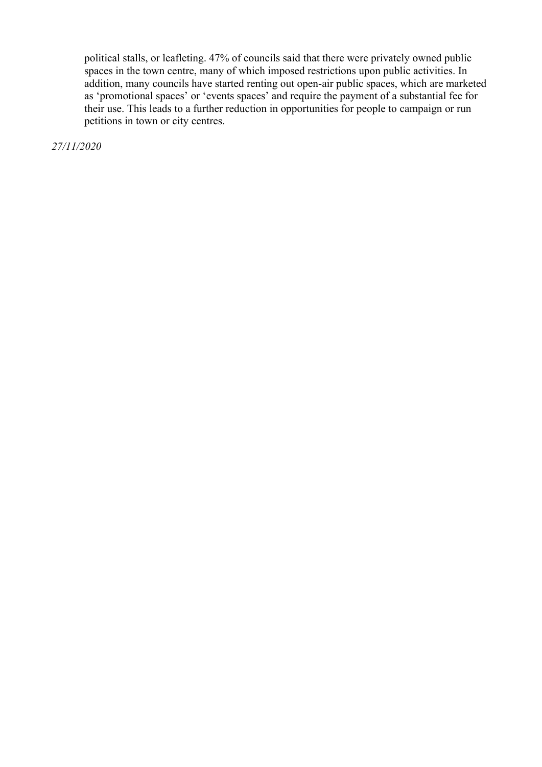political stalls, or leafleting. 47% of councils said that there were privately owned public spaces in the town centre, many of which imposed restrictions upon public activities. In addition, many councils have started renting out open-air public spaces, which are marketed as ‘promotional spaces’ or ‘events spaces’ and require the payment of a substantial fee for their use. This leads to a further reduction in opportunities for people to campaign or run petitions in town or city centres.

*27/11/2020*